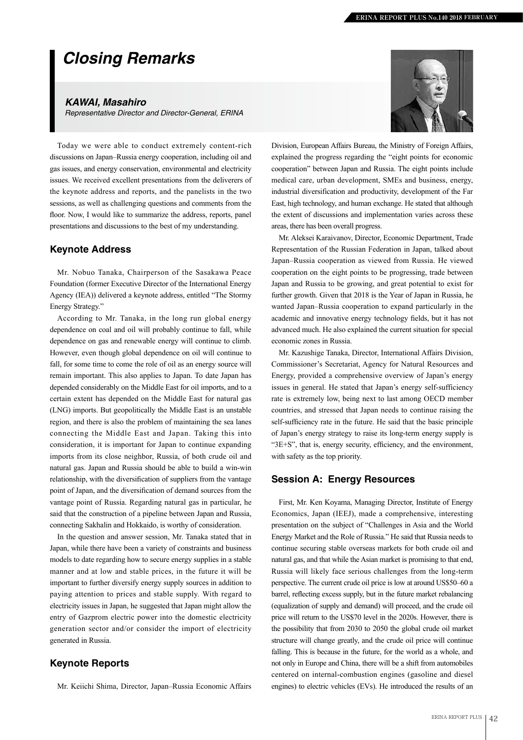# Closing Remarks

***KAWAI, Masahiro***

*Representative Director and Director-General, ERINA*

Today we were able to conduct extremely content-rich discussions on Japan–Russia energy cooperation, including oil and gas issues, and energy conservation, environmental and electricity issues. We received excellent presentations from the deliverers of the keynote address and reports, and the panelists in the two sessions, as well as challenging questions and comments from the floor. Now, I would like to summarize the address, reports, panel presentations and discussions to the best of my understanding.

## Keynote Address

Mr. Nobuo Tanaka, Chairperson of the Sasakawa Peace Foundation (former Executive Director of the International Energy Agency (IEA)) delivered a keynote address, entitled "The Stormy Energy Strategy."

According to Mr. Tanaka, in the long run global energy dependence on coal and oil will probably continue to fall, while dependence on gas and renewable energy will continue to climb. However, even though global dependence on oil will continue to fall, for some time to come the role of oil as an energy source will remain important. This also applies to Japan. To date Japan has depended considerably on the Middle East for oil imports, and to a certain extent has depended on the Middle East for natural gas (LNG) imports. But geopolitically the Middle East is an unstable region, and there is also the problem of maintaining the sea lanes connecting the Middle East and Japan. Taking this into consideration, it is important for Japan to continue expanding imports from its close neighbor, Russia, of both crude oil and natural gas. Japan and Russia should be able to build a win-win relationship, with the diversification of suppliers from the vantage point of Japan, and the diversification of demand sources from the vantage point of Russia. Regarding natural gas in particular, he said that the construction of a pipeline between Japan and Russia, connecting Sakhalin and Hokkaido, is worthy of consideration.

In the question and answer session, Mr. Tanaka stated that in Japan, while there have been a variety of constraints and business models to date regarding how to secure energy supplies in a stable manner and at low and stable prices, in the future it will be important to further diversify energy supply sources in addition to paying attention to prices and stable supply. With regard to electricity issues in Japan, he suggested that Japan might allow the entry of Gazprom electric power into the domestic electricity generation sector and/or consider the import of electricity generated in Russia.

## Keynote Reports

Mr. Keiichi Shima, Director, Japan–Russia Economic Affairs Division, European Affairs Bureau, the Ministry of Foreign Affairs, explained the progress regarding the "eight points for economic cooperation" between Japan and Russia. The eight points include medical care, urban development, SMEs and business, energy, industrial diversification and productivity, development of the Far East, high technology, and human exchange. He stated that although the extent of discussions and implementation varies across these areas, there has been overall progress.

Mr. Aleksei Karaivanov, Director, Economic Department, Trade Representation of the Russian Federation in Japan, talked about Japan–Russia cooperation as viewed from Russia. He viewed cooperation on the eight points to be progressing, trade between Japan and Russia to be growing, and great potential to exist for further growth. Given that 2018 is the Year of Japan in Russia, he wanted Japan–Russia cooperation to expand particularly in the academic and innovative energy technology fields, but it has not advanced much. He also explained the current situation for special economic zones in Russia.

Mr. Kazushige Tanaka, Director, International Affairs Division, Commissioner's Secretariat, Agency for Natural Resources and Energy, provided a comprehensive overview of Japan's energy issues in general. He stated that Japan's energy self-sufficiency rate is extremely low, being next to last among OECD member countries, and stressed that Japan needs to continue raising the self-sufficiency rate in the future. He said that the basic principle of Japan's energy strategy to raise its long-term energy supply is "3E+S", that is, energy security, efficiency, and the environment, with safety as the top priority.

## Session A: Energy Resources

First, Mr. Ken Koyama, Managing Director, Institute of Energy Economics, Japan (IEEJ), made a comprehensive, interesting presentation on the subject of "Challenges in Asia and the World Energy Market and the Role of Russia." He said that Russia needs to continue securing stable overseas markets for both crude oil and natural gas, and that while the Asian market is promising to that end, Russia will likely face serious challenges from the long-term perspective. The current crude oil price is low at around US$50–60 a barrel, reflecting excess supply, but in the future market rebalancing (equalization of supply and demand) will proceed, and the crude oil price will return to the US$70 level in the 2020s. However, there is the possibility that from 2030 to 2050 the global crude oil market structure will change greatly, and the crude oil price will continue falling. This is because in the future, for the world as a whole, and not only in Europe and China, there will be a shift from automobiles centered on internal-combustion engines (gasoline and diesel engines) to electric vehicles (EVs). He introduced the results of an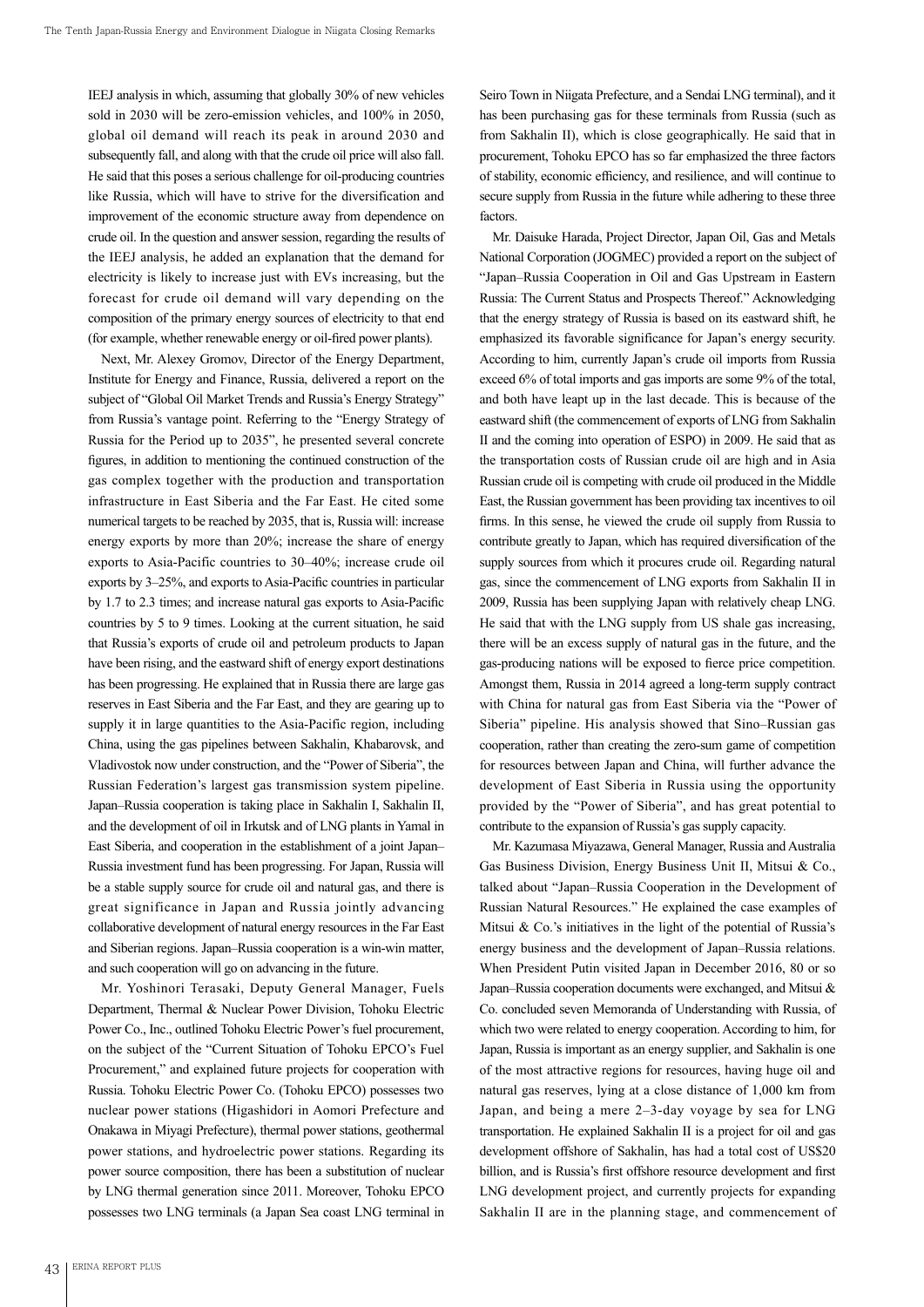IEEJ analysis in which, assuming that globally 30% of new vehicles sold in 2030 will be zero-emission vehicles, and 100% in 2050, global oil demand will reach its peak in around 2030 and subsequently fall, and along with that the crude oil price will also fall. He said that this poses a serious challenge for oil-producing countries like Russia, which will have to strive for the diversification and improvement of the economic structure away from dependence on crude oil. In the question and answer session, regarding the results of the IEEJ analysis, he added an explanation that the demand for electricity is likely to increase just with EVs increasing, but the forecast for crude oil demand will vary depending on the composition of the primary energy sources of electricity to that end (for example, whether renewable energy or oil-fired power plants).

Next, Mr. Alexey Gromov, Director of the Energy Department, Institute for Energy and Finance, Russia, delivered a report on the subject of "Global Oil Market Trends and Russia's Energy Strategy" from Russia's vantage point. Referring to the "Energy Strategy of Russia for the Period up to 2035", he presented several concrete figures, in addition to mentioning the continued construction of the gas complex together with the production and transportation infrastructure in East Siberia and the Far East. He cited some numerical targets to be reached by 2035, that is, Russia will: increase energy exports by more than 20%; increase the share of energy exports to Asia-Pacific countries to 30–40%; increase crude oil exports by 3–25%, and exports to Asia-Pacific countries in particular by 1.7 to 2.3 times; and increase natural gas exports to Asia-Pacific countries by 5 to 9 times. Looking at the current situation, he said that Russia's exports of crude oil and petroleum products to Japan have been rising, and the eastward shift of energy export destinations has been progressing. He explained that in Russia there are large gas reserves in East Siberia and the Far East, and they are gearing up to supply it in large quantities to the Asia-Pacific region, including China, using the gas pipelines between Sakhalin, Khabarovsk, and Vladivostok now under construction, and the "Power of Siberia", the Russian Federation's largest gas transmission system pipeline. Japan–Russia cooperation is taking place in Sakhalin I, Sakhalin II, and the development of oil in Irkutsk and of LNG plants in Yamal in East Siberia, and cooperation in the establishment of a joint Japan–Russia investment fund has been progressing. For Japan, Russia will be a stable supply source for crude oil and natural gas, and there is great significance in Japan and Russia jointly advancing collaborative development of natural energy resources in the Far East and Siberian regions. Japan–Russia cooperation is a win-win matter, and such cooperation will go on advancing in the future.

Mr. Yoshinori Terasaki, Deputy General Manager, Fuels Department, Thermal & Nuclear Power Division, Tohoku Electric Power Co., Inc., outlined Tohoku Electric Power's fuel procurement, on the subject of the "Current Situation of Tohoku EPCO's Fuel Procurement," and explained future projects for cooperation with Russia. Tohoku Electric Power Co. (Tohoku EPCO) possesses two nuclear power stations (Higashidori in Aomori Prefecture and Onakawa in Miyagi Prefecture), thermal power stations, geothermal power stations, and hydroelectric power stations. Regarding its power source composition, there has been a substitution of nuclear by LNG thermal generation since 2011. Moreover, Tohoku EPCO possesses two LNG terminals (a Japan Sea coast LNG terminal in Seiro Town in Niigata Prefecture, and a Sendai LNG terminal), and it has been purchasing gas for these terminals from Russia (such as from Sakhalin II), which is close geographically. He said that in procurement, Tohoku EPCO has so far emphasized the three factors of stability, economic efficiency, and resilience, and will continue to secure supply from Russia in the future while adhering to these three factors.

Mr. Daisuke Harada, Project Director, Japan Oil, Gas and Metals National Corporation (JOGMEC) provided a report on the subject of "Japan–Russia Cooperation in Oil and Gas Upstream in Eastern Russia: The Current Status and Prospects Thereof." Acknowledging that the energy strategy of Russia is based on its eastward shift, he emphasized its favorable significance for Japan's energy security. According to him, currently Japan's crude oil imports from Russia exceed 6% of total imports and gas imports are some 9% of the total, and both have leapt up in the last decade. This is because of the eastward shift (the commencement of exports of LNG from Sakhalin II and the coming into operation of ESPO) in 2009. He said that as the transportation costs of Russian crude oil are high and in Asia Russian crude oil is competing with crude oil produced in the Middle East, the Russian government has been providing tax incentives to oil firms. In this sense, he viewed the crude oil supply from Russia to contribute greatly to Japan, which has required diversification of the supply sources from which it procures crude oil. Regarding natural gas, since the commencement of LNG exports from Sakhalin II in 2009, Russia has been supplying Japan with relatively cheap LNG. He said that with the LNG supply from US shale gas increasing, there will be an excess supply of natural gas in the future, and the gas-producing nations will be exposed to fierce price competition. Amongst them, Russia in 2014 agreed a long-term supply contract with China for natural gas from East Siberia via the "Power of Siberia" pipeline. His analysis showed that Sino–Russian gas cooperation, rather than creating the zero-sum game of competition for resources between Japan and China, will further advance the development of East Siberia in Russia using the opportunity provided by the "Power of Siberia", and has great potential to contribute to the expansion of Russia's gas supply capacity.

Mr. Kazumasa Miyazawa, General Manager, Russia and Australia Gas Business Division, Energy Business Unit II, Mitsui & Co., talked about "Japan–Russia Cooperation in the Development of Russian Natural Resources." He explained the case examples of Mitsui & Co.'s initiatives in the light of the potential of Russia's energy business and the development of Japan–Russia relations. When President Putin visited Japan in December 2016, 80 or so Japan–Russia cooperation documents were exchanged, and Mitsui & Co. concluded seven Memoranda of Understanding with Russia, of which two were related to energy cooperation. According to him, for Japan, Russia is important as an energy supplier, and Sakhalin is one of the most attractive regions for resources, having huge oil and natural gas reserves, lying at a close distance of 1,000 km from Japan, and being a mere 2–3-day voyage by sea for LNG transportation. He explained Sakhalin II is a project for oil and gas development offshore of Sakhalin, has had a total cost of US$20 billion, and is Russia's first offshore resource development and first LNG development project, and currently projects for expanding Sakhalin II are in the planning stage, and commencement of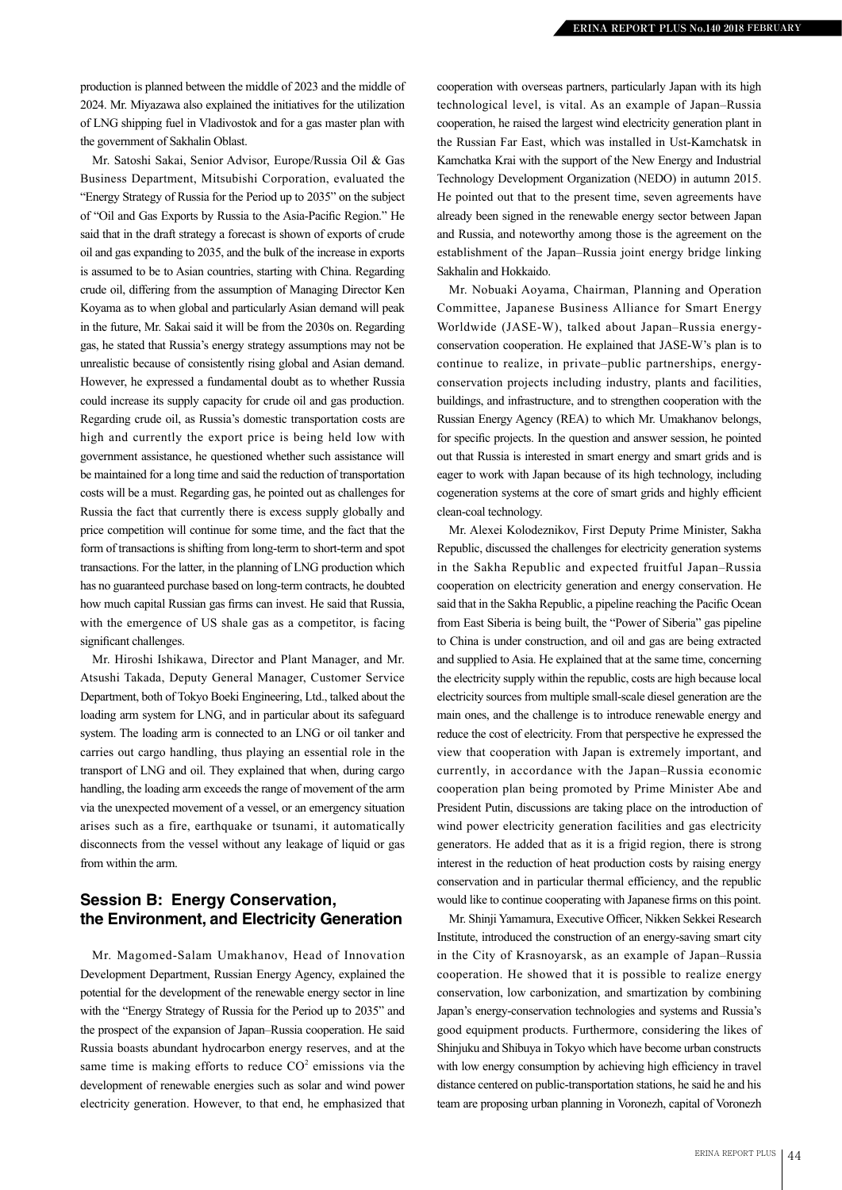production is planned between the middle of 2023 and the middle of 2024. Mr. Miyazawa also explained the initiatives for the utilization of LNG shipping fuel in Vladivostok and for a gas master plan with the government of Sakhalin Oblast.

Mr. Satoshi Sakai, Senior Advisor, Europe/Russia Oil & Gas Business Department, Mitsubishi Corporation, evaluated the "Energy Strategy of Russia for the Period up to 2035" on the subject of "Oil and Gas Exports by Russia to the Asia-Pacific Region." He said that in the draft strategy a forecast is shown of exports of crude oil and gas expanding to 2035, and the bulk of the increase in exports is assumed to be to Asian countries, starting with China. Regarding crude oil, differing from the assumption of Managing Director Ken Koyama as to when global and particularly Asian demand will peak in the future, Mr. Sakai said it will be from the 2030s on. Regarding gas, he stated that Russia's energy strategy assumptions may not be unrealistic because of consistently rising global and Asian demand. However, he expressed a fundamental doubt as to whether Russia could increase its supply capacity for crude oil and gas production. Regarding crude oil, as Russia's domestic transportation costs are high and currently the export price is being held low with government assistance, he questioned whether such assistance will be maintained for a long time and said the reduction of transportation costs will be a must. Regarding gas, he pointed out as challenges for Russia the fact that currently there is excess supply globally and price competition will continue for some time, and the fact that the form of transactions is shifting from long-term to short-term and spot transactions. For the latter, in the planning of LNG production which has no guaranteed purchase based on long-term contracts, he doubted how much capital Russian gas firms can invest. He said that Russia, with the emergence of US shale gas as a competitor, is facing significant challenges.

Mr. Hiroshi Ishikawa, Director and Plant Manager, and Mr. Atsushi Takada, Deputy General Manager, Customer Service Department, both of Tokyo Boeki Engineering, Ltd., talked about the loading arm system for LNG, and in particular about its safeguard system. The loading arm is connected to an LNG or oil tanker and carries out cargo handling, thus playing an essential role in the transport of LNG and oil. They explained that when, during cargo handling, the loading arm exceeds the range of movement of the arm via the unexpected movement of a vessel, or an emergency situation arises such as a fire, earthquake or tsunami, it automatically disconnects from the vessel without any leakage of liquid or gas from within the arm.

## Session B: Energy Conservation, the Environment, and Electricity Generation

Mr. Magomed-Salam Umakhanov, Head of Innovation Development Department, Russian Energy Agency, explained the potential for the development of the renewable energy sector in line with the "Energy Strategy of Russia for the Period up to 2035" and the prospect of the expansion of Japan–Russia cooperation. He said Russia boasts abundant hydrocarbon energy reserves, and at the same time is making efforts to reduce $CO^2$ emissions via the development of renewable energies such as solar and wind power electricity generation. However, to that end, he emphasized that cooperation with overseas partners, particularly Japan with its high technological level, is vital. As an example of Japan–Russia cooperation, he raised the largest wind electricity generation plant in the Russian Far East, which was installed in Ust-Kamchatsk in Kamchatka Krai with the support of the New Energy and Industrial Technology Development Organization (NEDO) in autumn 2015. He pointed out that to the present time, seven agreements have already been signed in the renewable energy sector between Japan and Russia, and noteworthy among those is the agreement on the establishment of the Japan–Russia joint energy bridge linking Sakhalin and Hokkaido.

Mr. Nobuaki Aoyama, Chairman, Planning and Operation Committee, Japanese Business Alliance for Smart Energy Worldwide (JASE-W), talked about Japan–Russia energy-conservation cooperation. He explained that JASE-W's plan is to continue to realize, in private–public partnerships, energy-conservation projects including industry, plants and facilities, buildings, and infrastructure, and to strengthen cooperation with the Russian Energy Agency (REA) to which Mr. Umakhanov belongs, for specific projects. In the question and answer session, he pointed out that Russia is interested in smart energy and smart grids and is eager to work with Japan because of its high technology, including cogeneration systems at the core of smart grids and highly efficient clean-coal technology.

Mr. Alexei Kolodeznikov, First Deputy Prime Minister, Sakha Republic, discussed the challenges for electricity generation systems in the Sakha Republic and expected fruitful Japan–Russia cooperation on electricity generation and energy conservation. He said that in the Sakha Republic, a pipeline reaching the Pacific Ocean from East Siberia is being built, the "Power of Siberia" gas pipeline to China is under construction, and oil and gas are being extracted and supplied to Asia. He explained that at the same time, concerning the electricity supply within the republic, costs are high because local electricity sources from multiple small-scale diesel generation are the main ones, and the challenge is to introduce renewable energy and reduce the cost of electricity. From that perspective he expressed the view that cooperation with Japan is extremely important, and currently, in accordance with the Japan–Russia economic cooperation plan being promoted by Prime Minister Abe and President Putin, discussions are taking place on the introduction of wind power electricity generation facilities and gas electricity generators. He added that as it is a frigid region, there is strong interest in the reduction of heat production costs by raising energy conservation and in particular thermal efficiency, and the republic would like to continue cooperating with Japanese firms on this point.

Mr. Shinji Yamamura, Executive Officer, Nikken Sekkei Research Institute, introduced the construction of an energy-saving smart city in the City of Krasnoyarsk, as an example of Japan–Russia cooperation. He showed that it is possible to realize energy conservation, low carbonization, and smartization by combining Japan's energy-conservation technologies and systems and Russia's good equipment products. Furthermore, considering the likes of Shinjuku and Shibuya in Tokyo which have become urban constructs with low energy consumption by achieving high efficiency in travel distance centered on public-transportation stations, he said he and his team are proposing urban planning in Voronezh, capital of Voronezh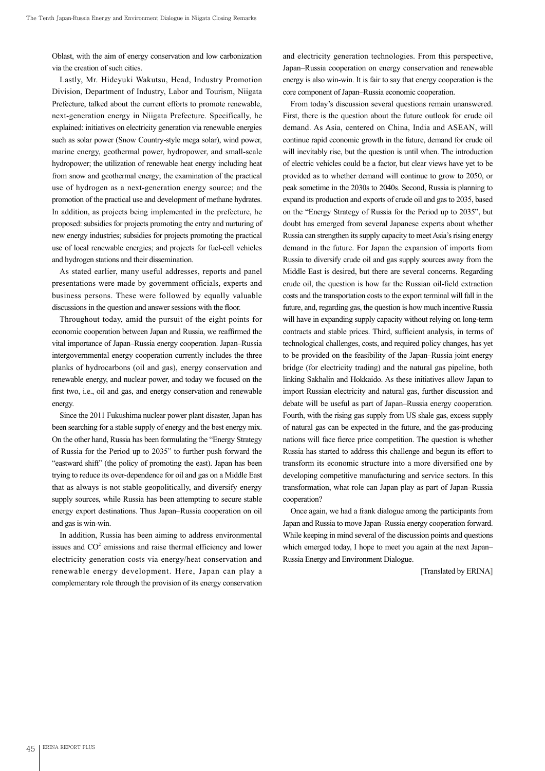Oblast, with the aim of energy conservation and low carbonization via the creation of such cities.

Lastly, Mr. Hideyuki Wakutsu, Head, Industry Promotion Division, Department of Industry, Labor and Tourism, Niigata Prefecture, talked about the current efforts to promote renewable, next-generation energy in Niigata Prefecture. Specifically, he explained: initiatives on electricity generation via renewable energies such as solar power (Snow Country-style mega solar), wind power, marine energy, geothermal power, hydropower, and small-scale hydropower; the utilization of renewable heat energy including heat from snow and geothermal energy; the examination of the practical use of hydrogen as a next-generation energy source; and the promotion of the practical use and development of methane hydrates. In addition, as projects being implemented in the prefecture, he proposed: subsidies for projects promoting the entry and nurturing of new energy industries; subsidies for projects promoting the practical use of local renewable energies; and projects for fuel-cell vehicles and hydrogen stations and their dissemination.

As stated earlier, many useful addresses, reports and panel presentations were made by government officials, experts and business persons. These were followed by equally valuable discussions in the question and answer sessions with the floor.

Throughout today, amid the pursuit of the eight points for economic cooperation between Japan and Russia, we reaffirmed the vital importance of Japan–Russia energy cooperation. Japan–Russia intergovernmental energy cooperation currently includes the three planks of hydrocarbons (oil and gas), energy conservation and renewable energy, and nuclear power, and today we focused on the first two, i.e., oil and gas, and energy conservation and renewable energy.

Since the 2011 Fukushima nuclear power plant disaster, Japan has been searching for a stable supply of energy and the best energy mix. On the other hand, Russia has been formulating the "Energy Strategy of Russia for the Period up to 2035" to further push forward the "eastward shift" (the policy of promoting the east). Japan has been trying to reduce its over-dependence for oil and gas on a Middle East that as always is not stable geopolitically, and diversify energy supply sources, while Russia has been attempting to secure stable energy export destinations. Thus Japan–Russia cooperation on oil and gas is win-win.

In addition, Russia has been aiming to address environmental issues and $CO^2$ emissions and raise thermal efficiency and lower electricity generation costs via energy/heat conservation and renewable energy development. Here, Japan can play a complementary role through the provision of its energy conservation and electricity generation technologies. From this perspective, Japan–Russia cooperation on energy conservation and renewable energy is also win-win. It is fair to say that energy cooperation is the core component of Japan–Russia economic cooperation.

From today's discussion several questions remain unanswered. First, there is the question about the future outlook for crude oil demand. As Asia, centered on China, India and ASEAN, will continue rapid economic growth in the future, demand for crude oil will inevitably rise, but the question is until when. The introduction of electric vehicles could be a factor, but clear views have yet to be provided as to whether demand will continue to grow to 2050, or peak sometime in the 2030s to 2040s. Second, Russia is planning to expand its production and exports of crude oil and gas to 2035, based on the "Energy Strategy of Russia for the Period up to 2035", but doubt has emerged from several Japanese experts about whether Russia can strengthen its supply capacity to meet Asia's rising energy demand in the future. For Japan the expansion of imports from Russia to diversify crude oil and gas supply sources away from the Middle East is desired, but there are several concerns. Regarding crude oil, the question is how far the Russian oil-field extraction costs and the transportation costs to the export terminal will fall in the future, and, regarding gas, the question is how much incentive Russia will have in expanding supply capacity without relying on long-term contracts and stable prices. Third, sufficient analysis, in terms of technological challenges, costs, and required policy changes, has yet to be provided on the feasibility of the Japan–Russia joint energy bridge (for electricity trading) and the natural gas pipeline, both linking Sakhalin and Hokkaido. As these initiatives allow Japan to import Russian electricity and natural gas, further discussion and debate will be useful as part of Japan–Russia energy cooperation. Fourth, with the rising gas supply from US shale gas, excess supply of natural gas can be expected in the future, and the gas-producing nations will face fierce price competition. The question is whether Russia has started to address this challenge and begun its effort to transform its economic structure into a more diversified one by developing competitive manufacturing and service sectors. In this transformation, what role can Japan play as part of Japan–Russia cooperation?

Once again, we had a frank dialogue among the participants from Japan and Russia to move Japan–Russia energy cooperation forward. While keeping in mind several of the discussion points and questions which emerged today, I hope to meet you again at the next Japan–Russia Energy and Environment Dialogue.

[Translated by ERINA]